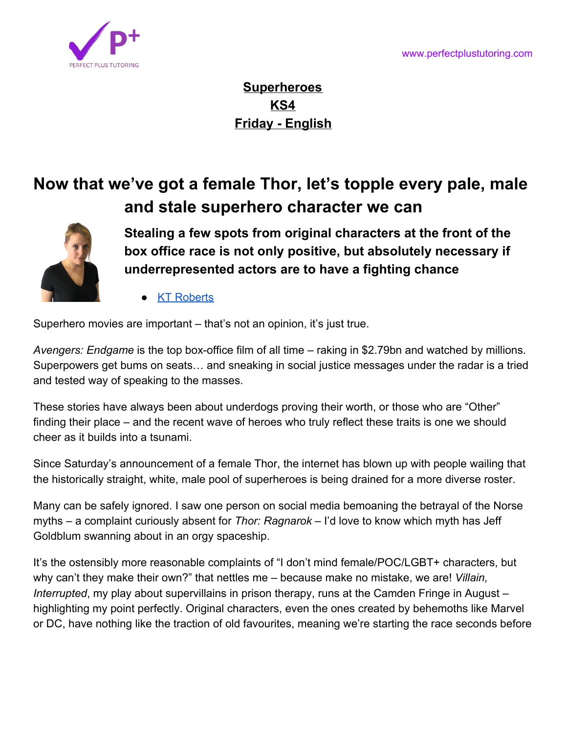**Superheroes**
**KS4**
**Friday - English**

# Now that we've got a female Thor, let's topple every pale, male and stale superhero character we can

## Stealing a few spots from original characters at the front of the box office race is not only positive, but absolutely necessary if underrepresented actors are to have a fighting chance

- KT Roberts

Superhero movies are important – that's not an opinion, it's just true.

*Avengers: Endgame* is the top box-office film of all time – raking in $2.79bn and watched by millions. Superpowers get bums on seats… and sneaking in social justice messages under the radar is a tried and tested way of speaking to the masses.

These stories have always been about underdogs proving their worth, or those who are "Other" finding their place – and the recent wave of heroes who truly reflect these traits is one we should cheer as it builds into a tsunami.

Since Saturday's announcement of a female Thor, the internet has blown up with people wailing that the historically straight, white, male pool of superheroes is being drained for a more diverse roster.

Many can be safely ignored. I saw one person on social media bemoaning the betrayal of the Norse myths – a complaint curiously absent for *Thor: Ragnarok* – I'd love to know which myth has Jeff Goldblum swanning about in an orgy spaceship.

It's the ostensibly more reasonable complaints of "I don't mind female/POC/LGBT+ characters, but why can't they make their own?" that nettles me – because make no mistake, we are! *Villain, Interrupted*, my play about supervillains in prison therapy, runs at the Camden Fringe in August – highlighting my point perfectly. Original characters, even the ones created by behemoths like Marvel or DC, have nothing like the traction of old favourites, meaning we're starting the race seconds before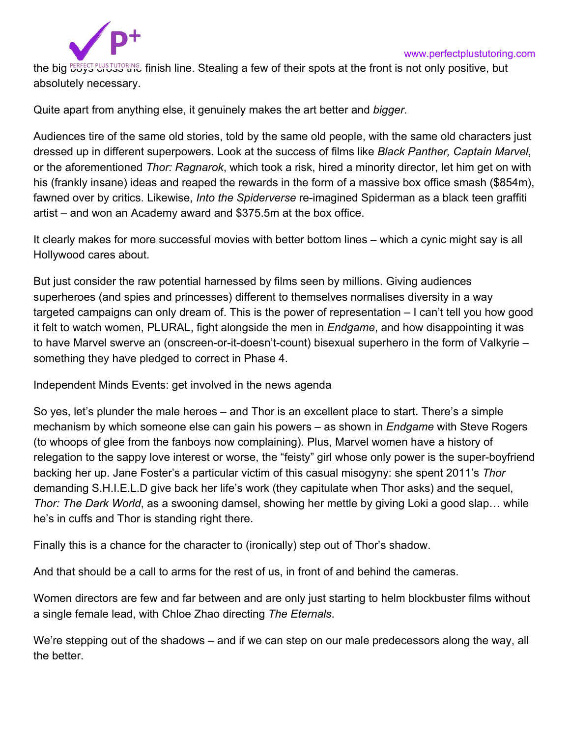the big boys cross the finish line. Stealing a few of their spots at the front is not only positive, but absolutely necessary.

Quite apart from anything else, it genuinely makes the art better and *bigger*.

Audiences tire of the same old stories, told by the same old people, with the same old characters just dressed up in different superpowers. Look at the success of films like *Black Panther, Captain Marvel*, or the aforementioned *Thor: Ragnarok*, which took a risk, hired a minority director, let him get on with his (frankly insane) ideas and reaped the rewards in the form of a massive box office smash ($854m), fawned over by critics. Likewise, *Into the Spiderverse* re-imagined Spiderman as a black teen graffiti artist – and won an Academy award and $375.5m at the box office.

It clearly makes for more successful movies with better bottom lines – which a cynic might say is all Hollywood cares about.

But just consider the raw potential harnessed by films seen by millions. Giving audiences superheroes (and spies and princesses) different to themselves normalises diversity in a way targeted campaigns can only dream of. This is the power of representation – I can't tell you how good it felt to watch women, PLURAL, fight alongside the men in *Endgame*, and how disappointing it was to have Marvel swerve an (onscreen-or-it-doesn't-count) bisexual superhero in the form of Valkyrie – something they have pledged to correct in Phase 4.

Independent Minds Events: get involved in the news agenda

So yes, let's plunder the male heroes – and Thor is an excellent place to start. There's a simple mechanism by which someone else can gain his powers – as shown in *Endgame* with Steve Rogers (to whoops of glee from the fanboys now complaining). Plus, Marvel women have a history of relegation to the sappy love interest or worse, the "feisty" girl whose only power is the super-boyfriend backing her up. Jane Foster's a particular victim of this casual misogyny: she spent 2011's *Thor* demanding S.H.I.E.L.D give back her life's work (they capitulate when Thor asks) and the sequel, *Thor: The Dark World*, as a swooning damsel, showing her mettle by giving Loki a good slap… while he's in cuffs and Thor is standing right there.

Finally this is a chance for the character to (ironically) step out of Thor's shadow.

And that should be a call to arms for the rest of us, in front of and behind the cameras.

Women directors are few and far between and are only just starting to helm blockbuster films without a single female lead, with Chloe Zhao directing *The Eternals*.

We're stepping out of the shadows – and if we can step on our male predecessors along the way, all the better.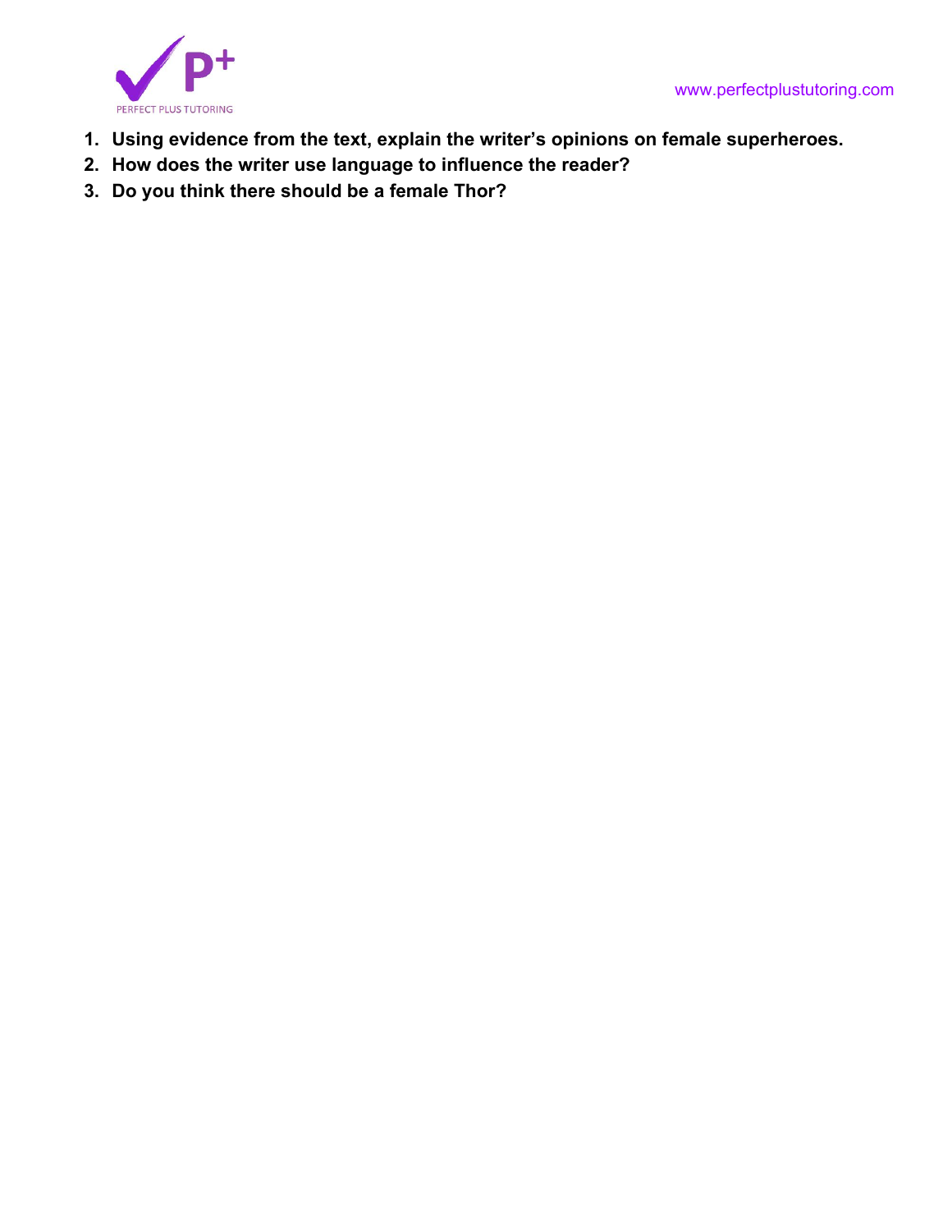1. **Using evidence from the text, explain the writer's opinions on female superheroes.**
2. **How does the writer use language to influence the reader?**
3. **Do you think there should be a female Thor?**